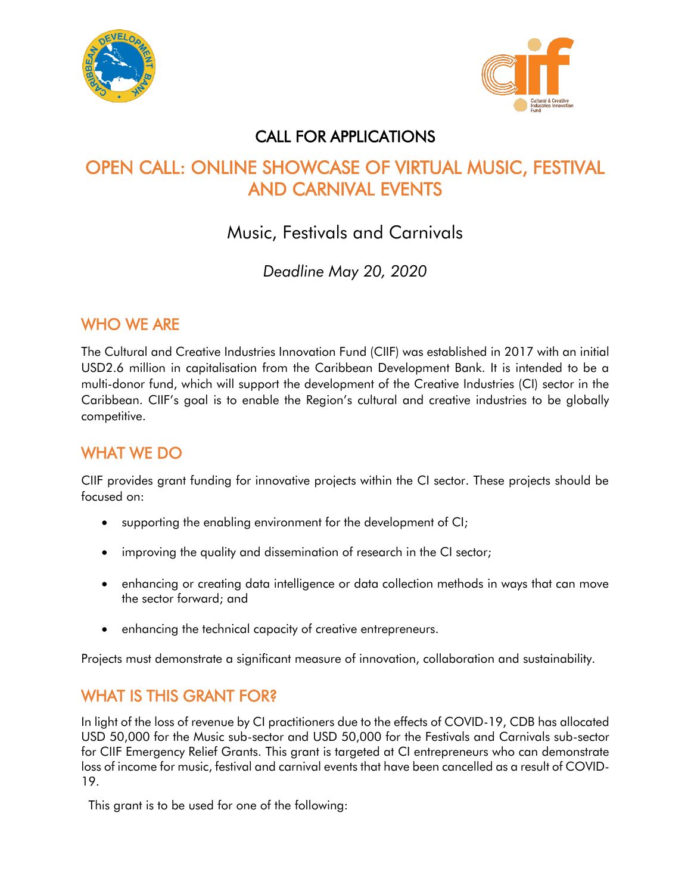# CALL FOR APPLICATIONS

# OPEN CALL: ONLINE SHOWCASE OF VIRTUAL MUSIC, FESTIVAL AND CARNIVAL EVENTS

## Music, Festivals and Carnivals

*Deadline May 20, 2020*

## WHO WE ARE

The Cultural and Creative Industries Innovation Fund (CIIF) was established in 2017 with an initial USD2.6 million in capitalisation from the Caribbean Development Bank. It is intended to be a multi-donor fund, which will support the development of the Creative Industries (CI) sector in the Caribbean. CIIF's goal is to enable the Region's cultural and creative industries to be globally competitive.

## WHAT WE DO

CIIF provides grant funding for innovative projects within the CI sector. These projects should be focused on:

- supporting the enabling environment for the development of CI;
- improving the quality and dissemination of research in the CI sector;
- enhancing or creating data intelligence or data collection methods in ways that can move the sector forward; and
- enhancing the technical capacity of creative entrepreneurs.

Projects must demonstrate a significant measure of innovation, collaboration and sustainability.

## WHAT IS THIS GRANT FOR?

In light of the loss of revenue by CI practitioners due to the effects of COVID-19, CDB has allocated USD 50,000 for the Music sub-sector and USD 50,000 for the Festivals and Carnivals sub-sector for CIIF Emergency Relief Grants. This grant is targeted at CI entrepreneurs who can demonstrate loss of income for music, festival and carnival events that have been cancelled as a result of COVID-19.

This grant is to be used for one of the following: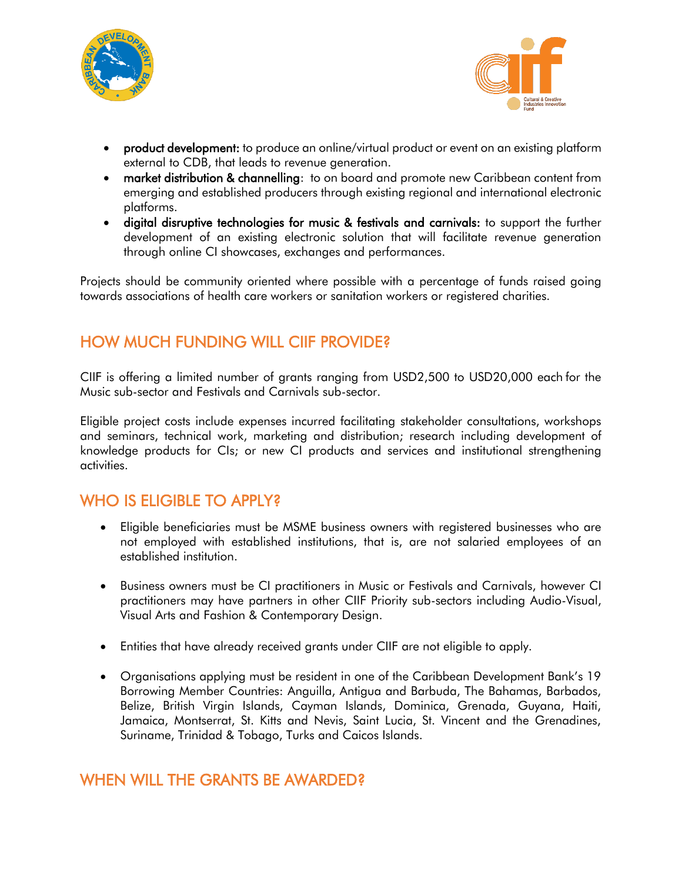- **product development:** to produce an online/virtual product or event on an existing platform external to CDB, that leads to revenue generation.
- **market distribution & channelling**: to on board and promote new Caribbean content from emerging and established producers through existing regional and international electronic platforms.
- **digital disruptive technologies for music & festivals and carnivals:** to support the further development of an existing electronic solution that will facilitate revenue generation through online CI showcases, exchanges and performances.

Projects should be community oriented where possible with a percentage of funds raised going towards associations of health care workers or sanitation workers or registered charities.

## HOW MUCH FUNDING WILL CIIF PROVIDE?

CIIF is offering a limited number of grants ranging from USD2,500 to USD20,000 each for the Music sub-sector and Festivals and Carnivals sub-sector.

Eligible project costs include expenses incurred facilitating stakeholder consultations, workshops and seminars, technical work, marketing and distribution; research including development of knowledge products for CIs; or new CI products and services and institutional strengthening activities.

## WHO IS ELIGIBLE TO APPLY?

- Eligible beneficiaries must be MSME business owners with registered businesses who are not employed with established institutions, that is, are not salaried employees of an established institution.
- Business owners must be CI practitioners in Music or Festivals and Carnivals, however CI practitioners may have partners in other CIIF Priority sub-sectors including Audio-Visual, Visual Arts and Fashion & Contemporary Design.
- Entities that have already received grants under CIIF are not eligible to apply.
- Organisations applying must be resident in one of the Caribbean Development Bank's 19 Borrowing Member Countries: Anguilla, Antigua and Barbuda, The Bahamas, Barbados, Belize, British Virgin Islands, Cayman Islands, Dominica, Grenada, Guyana, Haiti, Jamaica, Montserrat, St. Kitts and Nevis, Saint Lucia, St. Vincent and the Grenadines, Suriname, Trinidad & Tobago, Turks and Caicos Islands.

## WHEN WILL THE GRANTS BE AWARDED?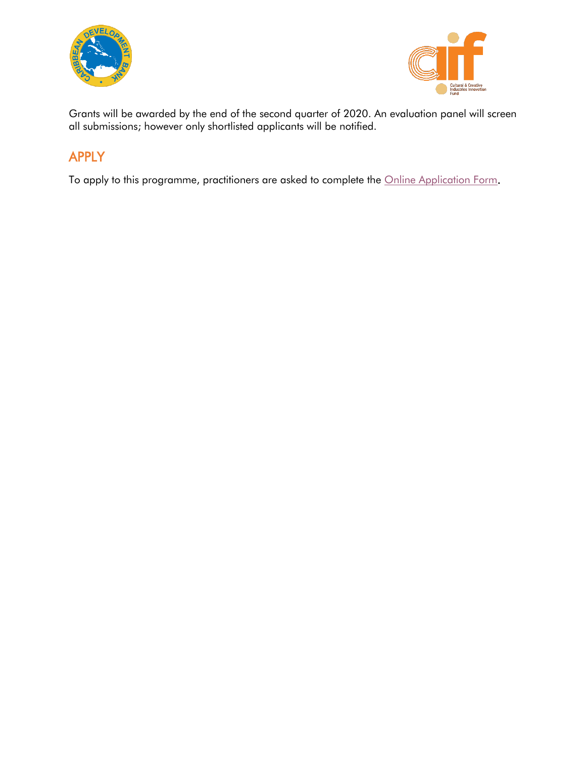Grants will be awarded by the end of the second quarter of 2020. An evaluation panel will screen all submissions; however only shortlisted applicants will be notified.

## APPLY

To apply to this programme, practitioners are asked to complete the Online Application Form.